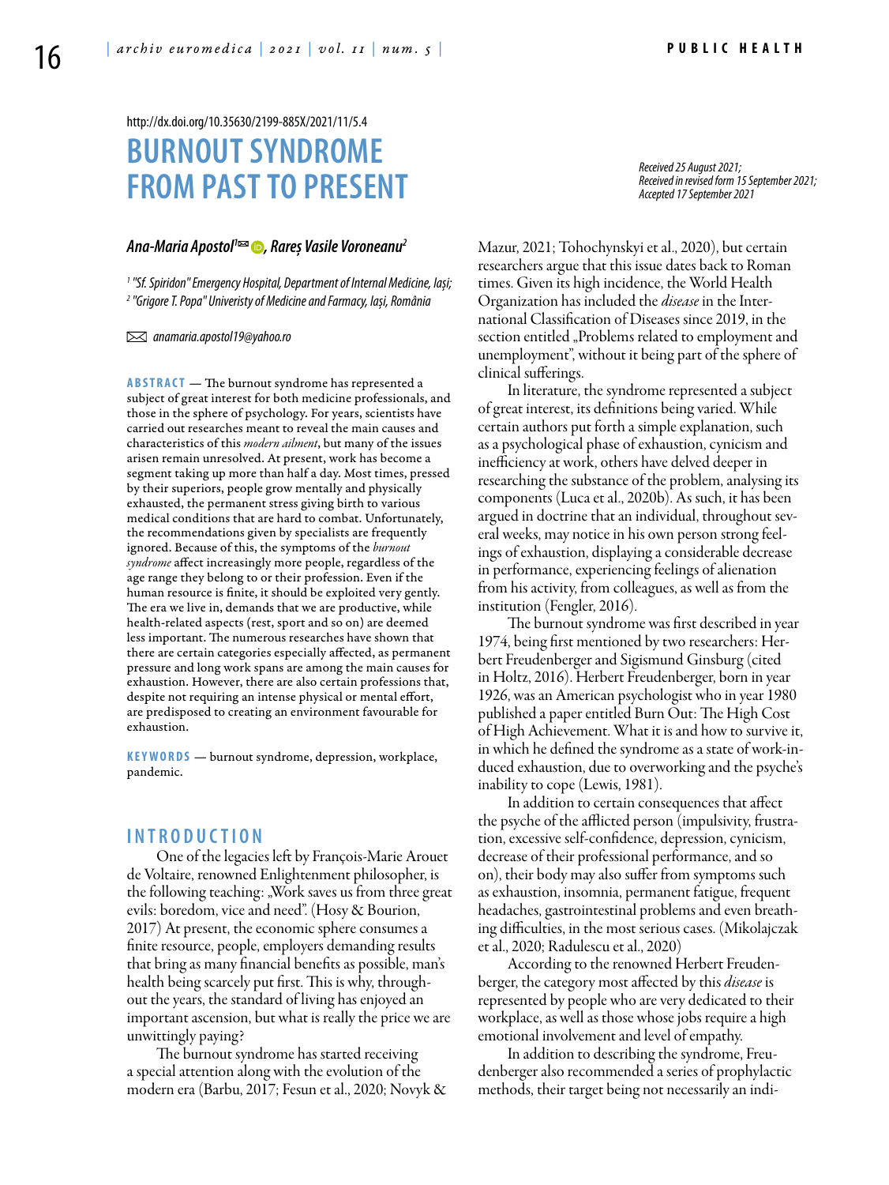http://dx.doi.org/10.35630/2199-885X/2021/11/5.4

# BURNOUT SYNDROME FROM PAST TO PRESENT

*Received 25 August 2021; Received in revised form 15 September 2021; Accepted 17 September 2021*

***Ana-Maria Apostol***[1]✉, ***Rareș Vasile Voroneanu***[2]

[1] "Sf. Spiridon" Emergency Hospital, Department of Internal Medicine, Iași;
[2] "Grigore T. Popa" Univeristy of Medicine and Farmacy, Iași, România

✉ anamaria.apostol19@yahoo.ro

**ABSTRACT** — The burnout syndrome has represented a subject of great interest for both medicine professionals, and those in the sphere of psychology. For years, scientists have carried out researches meant to reveal the main causes and characteristics of this *modern ailment*, but many of the issues arisen remain unresolved. At present, work has become a segment taking up more than half a day. Most times, pressed by their superiors, people grow mentally and physically exhausted, the permanent stress giving birth to various medical conditions that are hard to combat. Unfortunately, the recommendations given by specialists are frequently ignored. Because of this, the symptoms of the *burnout syndrome* affect increasingly more people, regardless of the age range they belong to or their profession. Even if the human resource is finite, it should be exploited very gently. The era we live in, demands that we are productive, while health-related aspects (rest, sport and so on) are deemed less important. The numerous researches have shown that there are certain categories especially affected, as permanent pressure and long work spans are among the main causes for exhaustion. However, there are also certain professions that, despite not requiring an intense physical or mental effort, are predisposed to creating an environment favourable for exhaustion.

**KEYWORDS** — burnout syndrome, depression, workplace, pandemic.

## INTRODUCTION

One of the legacies left by François-Marie Arouet de Voltaire, renowned Enlightenment philosopher, is the following teaching: „Work saves us from three great evils: boredom, vice and need". (Hosy & Bourion, 2017) At present, the economic sphere consumes a finite resource, people, employers demanding results that bring as many financial benefits as possible, man's health being scarcely put first. This is why, throughout the years, the standard of living has enjoyed an important ascension, but what is really the price we are unwittingly paying?

The burnout syndrome has started receiving a special attention along with the evolution of the modern era (Barbu, 2017; Fesun et al., 2020; Novyk & Mazur, 2021; Tohochynskyi et al., 2020), but certain researchers argue that this issue dates back to Roman times. Given its high incidence, the World Health Organization has included the *disease* in the International Classification of Diseases since 2019, in the section entitled „Problems related to employment and unemployment", without it being part of the sphere of clinical sufferings.

In literature, the syndrome represented a subject of great interest, its definitions being varied. While certain authors put forth a simple explanation, such as a psychological phase of exhaustion, cynicism and inefficiency at work, others have delved deeper in researching the substance of the problem, analysing its components (Luca et al., 2020b). As such, it has been argued in doctrine that an individual, throughout several weeks, may notice in his own person strong feelings of exhaustion, displaying a considerable decrease in performance, experiencing feelings of alienation from his activity, from colleagues, as well as from the institution (Fengler, 2016).

The burnout syndrome was first described in year 1974, being first mentioned by two researchers: Herbert Freudenberger and Sigismund Ginsburg (cited in Holtz, 2016). Herbert Freudenberger, born in year 1926, was an American psychologist who in year 1980 published a paper entitled Burn Out: The High Cost of High Achievement. What it is and how to survive it, in which he defined the syndrome as a state of work-induced exhaustion, due to overworking and the psyche's inability to cope (Lewis, 1981).

In addition to certain consequences that affect the psyche of the afflicted person (impulsivity, frustration, excessive self-confidence, depression, cynicism, decrease of their professional performance, and so on), their body may also suffer from symptoms such as exhaustion, insomnia, permanent fatigue, frequent headaches, gastrointestinal problems and even breathing difficulties, in the most serious cases. (Mikolajczak et al., 2020; Radulescu et al., 2020)

According to the renowned Herbert Freudenberger, the category most affected by this *disease* is represented by people who are very dedicated to their workplace, as well as those whose jobs require a high emotional involvement and level of empathy.

In addition to describing the syndrome, Freudenberger also recommended a series of prophylactic methods, their target being not necessarily an indi-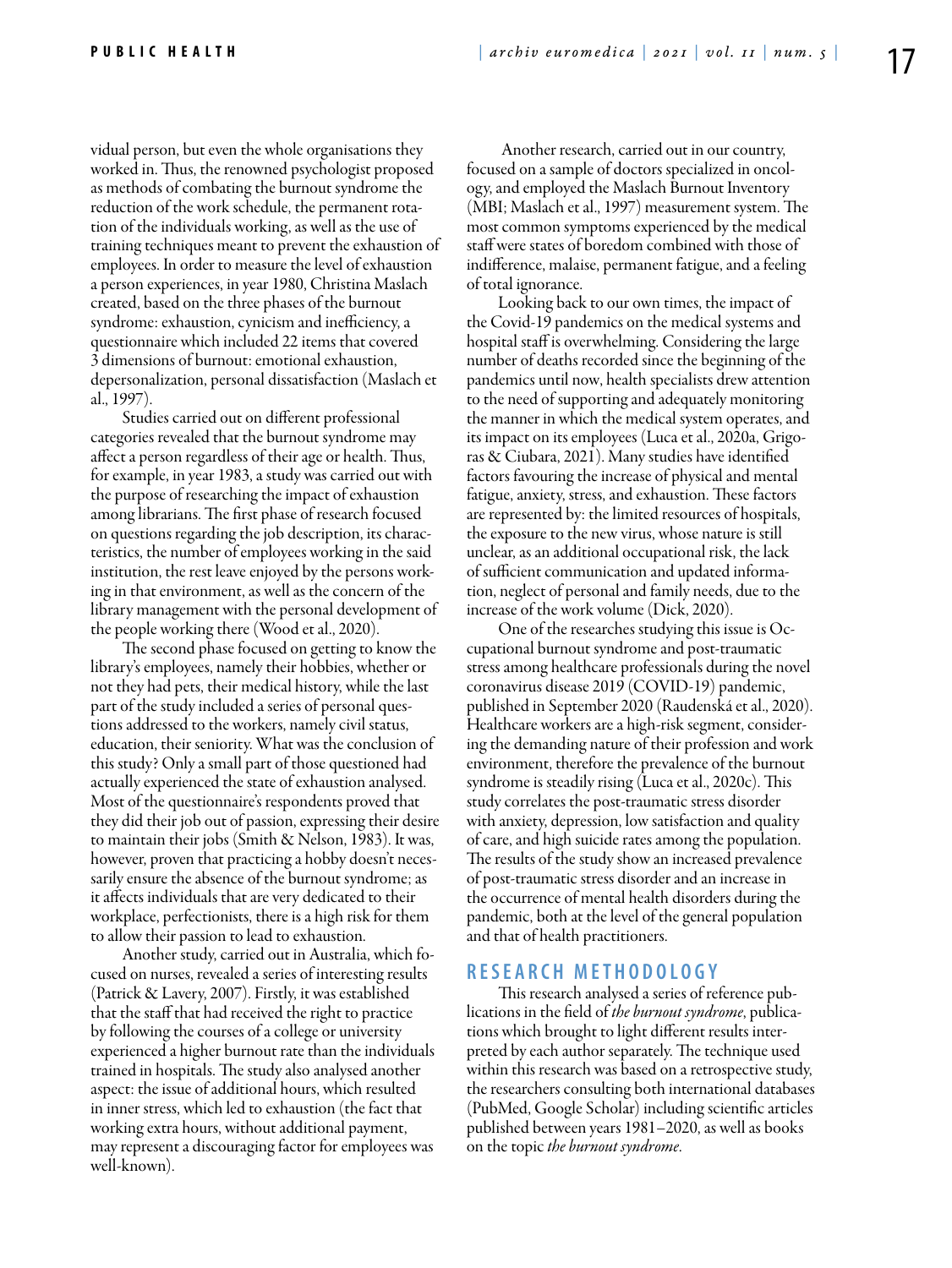vidual person, but even the whole organisations they worked in. Thus, the renowned psychologist proposed as methods of combating the burnout syndrome the reduction of the work schedule, the permanent rotation of the individuals working, as well as the use of training techniques meant to prevent the exhaustion of employees. In order to measure the level of exhaustion a person experiences, in year 1980, Christina Maslach created, based on the three phases of the burnout syndrome: exhaustion, cynicism and inefficiency, a questionnaire which included 22 items that covered 3 dimensions of burnout: emotional exhaustion, depersonalization, personal dissatisfaction (Maslach et al., 1997).

Studies carried out on different professional categories revealed that the burnout syndrome may affect a person regardless of their age or health. Thus, for example, in year 1983, a study was carried out with the purpose of researching the impact of exhaustion among librarians. The first phase of research focused on questions regarding the job description, its characteristics, the number of employees working in the said institution, the rest leave enjoyed by the persons working in that environment, as well as the concern of the library management with the personal development of the people working there (Wood et al., 2020).

The second phase focused on getting to know the library's employees, namely their hobbies, whether or not they had pets, their medical history, while the last part of the study included a series of personal questions addressed to the workers, namely civil status, education, their seniority. What was the conclusion of this study? Only a small part of those questioned had actually experienced the state of exhaustion analysed. Most of the questionnaire's respondents proved that they did their job out of passion, expressing their desire to maintain their jobs (Smith & Nelson, 1983). It was, however, proven that practicing a hobby doesn't necessarily ensure the absence of the burnout syndrome; as it affects individuals that are very dedicated to their workplace, perfectionists, there is a high risk for them to allow their passion to lead to exhaustion.

Another study, carried out in Australia, which focused on nurses, revealed a series of interesting results (Patrick & Lavery, 2007). Firstly, it was established that the staff that had received the right to practice by following the courses of a college or university experienced a higher burnout rate than the individuals trained in hospitals. The study also analysed another aspect: the issue of additional hours, which resulted in inner stress, which led to exhaustion (the fact that working extra hours, without additional payment, may represent a discouraging factor for employees was well-known).

Another research, carried out in our country, focused on a sample of doctors specialized in oncology, and employed the Maslach Burnout Inventory (MBI; Maslach et al., 1997) measurement system. The most common symptoms experienced by the medical staff were states of boredom combined with those of indifference, malaise, permanent fatigue, and a feeling of total ignorance.

Looking back to our own times, the impact of the Covid-19 pandemics on the medical systems and hospital staff is overwhelming. Considering the large number of deaths recorded since the beginning of the pandemics until now, health specialists drew attention to the need of supporting and adequately monitoring the manner in which the medical system operates, and its impact on its employees (Luca et al., 2020a, Grigoras & Ciubara, 2021). Many studies have identified factors favouring the increase of physical and mental fatigue, anxiety, stress, and exhaustion. These factors are represented by: the limited resources of hospitals, the exposure to the new virus, whose nature is still unclear, as an additional occupational risk, the lack of sufficient communication and updated information, neglect of personal and family needs, due to the increase of the work volume (Dick, 2020).

One of the researches studying this issue is Occupational burnout syndrome and post-traumatic stress among healthcare professionals during the novel coronavirus disease 2019 (COVID-19) pandemic, published in September 2020 (Raudenská et al., 2020). Healthcare workers are a high-risk segment, considering the demanding nature of their profession and work environment, therefore the prevalence of the burnout syndrome is steadily rising (Luca et al., 2020c). This study correlates the post-traumatic stress disorder with anxiety, depression, low satisfaction and quality of care, and high suicide rates among the population. The results of the study show an increased prevalence of post-traumatic stress disorder and an increase in the occurrence of mental health disorders during the pandemic, both at the level of the general population and that of health practitioners.

## RESEARCH METHODOLOGY

This research analysed a series of reference publications in the field of *the burnout syndrome*, publications which brought to light different results interpreted by each author separately. The technique used within this research was based on a retrospective study, the researchers consulting both international databases (PubMed, Google Scholar) including scientific articles published between years 1981–2020, as well as books on the topic *the burnout syndrome*.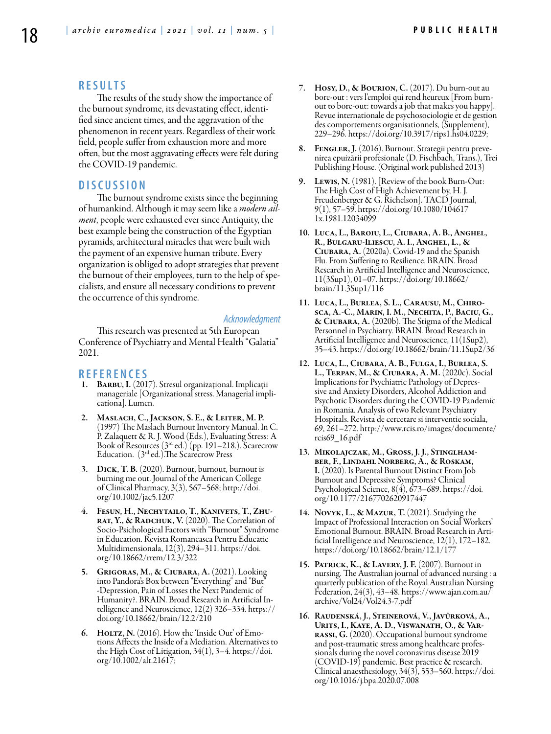## RESULTS

The results of the study show the importance of the burnout syndrome, its devastating effect, identified since ancient times, and the aggravation of the phenomenon in recent years. Regardless of their work field, people suffer from exhaustion more and more often, but the most aggravating effects were felt during the COVID-19 pandemic.

## DISCUSSION

The burnout syndrome exists since the beginning of humankind. Although it may seem like a *modern ailment*, people were exhausted ever since Antiquity, the best example being the construction of the Egyptian pyramids, architectural miracles that were built with the payment of an expensive human tribute. Every organization is obliged to adopt strategies that prevent the burnout of their employees, turn to the help of specialists, and ensure all necessary conditions to prevent the occurrence of this syndrome.

### *Acknowledgment*

This research was presented at 5th European Conference of Psychiatry and Mental Health "Galatia" 2021.

## REFERENCES

1. **Barbu, I.** (2017). Stresul organizațional. Implicații manageriale [Organizational stress. Managerial implicationa]. Lumen.
2. **Maslach, C., Jackson, S. E., & Leiter, M. P.** (1997) The Maslach Burnout Inventory Manual. In C. P. Zalaquett & R. J. Wood (Eds.), Evaluating Stress: A Book of Resources (3rd ed.) (pp. 191–218.). Scarecrow Education. (3rd ed.).The Scarecrow Press
3. **Dick, T. B.** (2020). Burnout, burnout, burnout is burning me out. Journal of the American College of Clinical Pharmacy, 3(3), 567–568; http://doi.org/10.1002/jac5.1207
4. **Fesun, H., Nechytailo, T., Kanivets, T., Zhurat, Y., & Radchuk, V.** (2020). The Correlation of Socio-Psichological Factors with "Burnout" Syndrome in Education. Revista Romaneasca Pentru Educatie Multidimensionala, 12(3), 294–311. https://doi.org/10.18662/rrem/12.3/322
5. **Grigoras, M., & Ciubara, A.** (2021). Looking into Pandora's Box between "Everything" and "But" -Depression, Pain of Losses the Next Pandemic of Humanity?. BRAIN. Broad Research in Artificial Intelligence and Neuroscience, 12(2) 326–334. https://doi.org/10.18662/brain/12.2/210
6. **Holtz, N.** (2016). How the 'Inside Out' of Emotions Affects the Inside of a Mediation. Alternatives to the High Cost of Litigation, 34(1), 3–4. https://doi.org/10.1002/alt.21617;
7. **Hosy, D., & Bourion, C.** (2017). Du burn-out au bore-out : vers l'emploi qui rend heureux [From burnout to bore-out: towards a job that makes you happy]. Revue internationale de psychosociologie et de gestion des comportements organisationnels, (Supplement), 229–296. https://doi.org/10.3917/rips1.hs04.0229;
8. **Fengler, J.** (2016). Burnout. Strategii pentru prevenirea epuizării profesionale (D. Fischbach, Trans.), Trei Publishing House. (Original work published 2013)
9. **Lewis, N.** (1981). [Review of the book Burn-Out: The High Cost of High Achievement by, H. J. Freudenberger & G. Richelson]. TACD Journal, 9(1), 57–59. https://doi.org/10.1080/1046171x.1981.12034099
10. **Luca, L., Baroiu, L., Ciubara, A. B., Anghel, R., Bulgaru-Iliescu, A. I., Anghel, L., & Ciubara, A.** (2020a). Covid-19 and the Spanish Flu. From Suffering to Resilience. BRAIN. Broad Research in Artificial Intelligence and Neuroscience, 11(3Sup1), 01–07. https://doi.org/10.18662/brain/11.3Sup1/116
11. **Luca, L., Burlea, S. L., Carausu, M., Chirosca, A.-C., Marin, I. M., Nechita, P., Baciu, G., & Ciubara, A.** (2020b). The Stigma of the Medical Personnel in Psychiatry. BRAIN. Broad Research in Artificial Intelligence and Neuroscience, 11(1Sup2), 35–43. https://doi.org/10.18662/brain/11.1Sup2/36
12. **Luca, L., Ciubara, A. B., Fulga, I., Burlea, S. L., Terpan, M., & Ciubara, A. M.** (2020c). Social Implications for Psychiatric Pathology of Depressive and Anxiety Disorders, Alcohol Addiction and Psychotic Disorders during the COVID-19 Pandemic in Romania. Analysis of two Relevant Psychiatry Hospitals. Revista de cercetare si interventie sociala, 69, 261–272. http://www.rcis.ro/images/documente/rcis69_16.pdf
13. **Mikolajczak, M., Gross, J. J., Stinglhamber, F., Lindahl Norberg, A., & Roskam, I.** (2020). Is Parental Burnout Distinct From Job Burnout and Depressive Symptoms? Clinical Psychological Science, 8(4), 673–689. https://doi.org/10.1177/2167702620917447
14. **Novyk, L., & Mazur, T.** (2021). Studying the Impact of Professional Interaction on Social Workers' Emotional Burnout. BRAIN. Broad Research in Artificial Intelligence and Neuroscience, 12(1), 172–182. https://doi.org/10.18662/brain/12.1/177
15. **Patrick, K., & Lavery, J. F.** (2007). Burnout in nursing. The Australian journal of advanced nursing : a quarterly publication of the Royal Australian Nursing Federation, 24(3), 43–48. https://www.ajan.com.au/archive/Vol24/Vol24.3-7.pdf
16. **Raudenská, J., Steinerová, V., Javůrková, A., Urits, I., Kaye, A. D., Viswanath, O., & Varrassi, G.** (2020). Occupational burnout syndrome and post-traumatic stress among healthcare professionals during the novel coronavirus disease 2019 (COVID-19) pandemic. Best practice & research. Clinical anaesthesiology, 34(3), 553–560. https://doi.org/10.1016/j.bpa.2020.07.008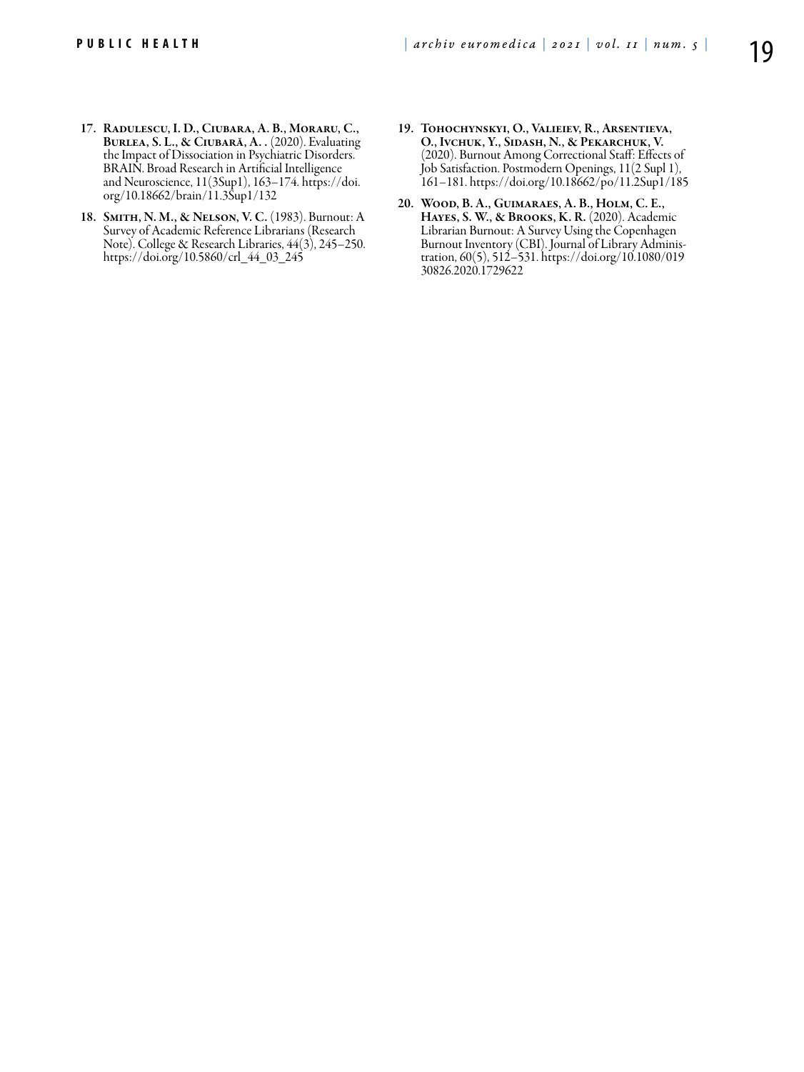17. **Radulescu, I. D., Ciubara, A. B., Moraru, C., Burlea, S. L., & Ciubară, A. .** (2020). Evaluating the Impact of Dissociation in Psychiatric Disorders. BRAIN. Broad Research in Artificial Intelligence and Neuroscience, 11(3Sup1), 163–174. https://doi.org/10.18662/brain/11.3Sup1/132
18. **Smith, N. M., & Nelson, V. C.** (1983). Burnout: A Survey of Academic Reference Librarians (Research Note). College & Research Libraries, 44(3), 245–250. https://doi.org/10.5860/crl_44_03_245
19. **Tohochynskyi, O., Valieiev, R., Arsentieva, O., Ivchuk, Y., Sidash, N., & Pekarchuk, V.** (2020). Burnout Among Correctional Staff: Effects of Job Satisfaction. Postmodern Openings, 11(2 Supl 1), 161–181. https://doi.org/10.18662/po/11.2Sup1/185
20. **Wood, B. A., Guimaraes, A. B., Holm, C. E., Hayes, S. W., & Brooks, K. R.** (2020). Academic Librarian Burnout: A Survey Using the Copenhagen Burnout Inventory (CBI). Journal of Library Administration, 60(5), 512–531. https://doi.org/10.1080/01930826.2020.1729622